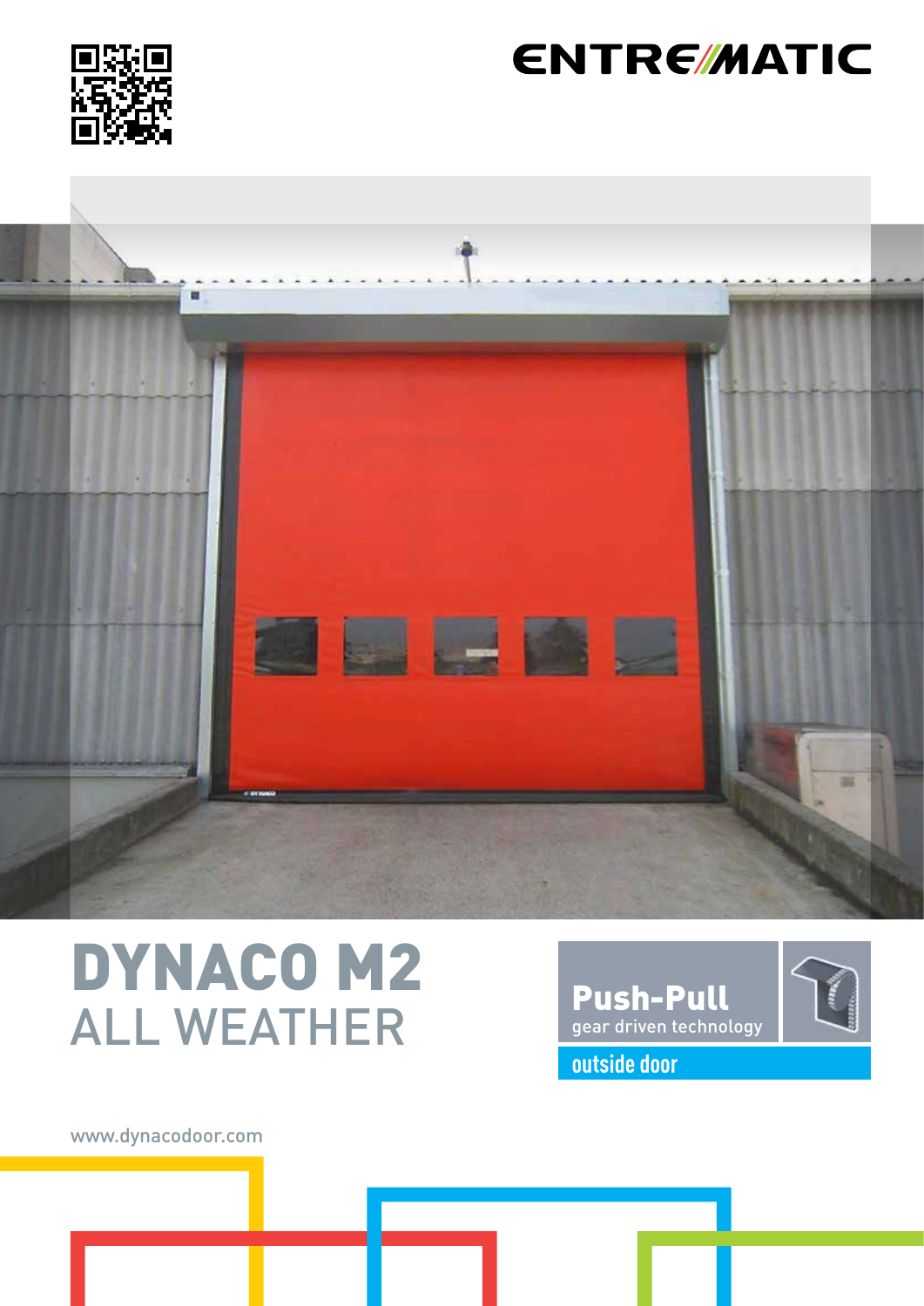ENTREMATIC

# DYNACO M2
## ALL WEATHER

**Push-Pull**
gear driven technology

outside door

www.dynacodoor.com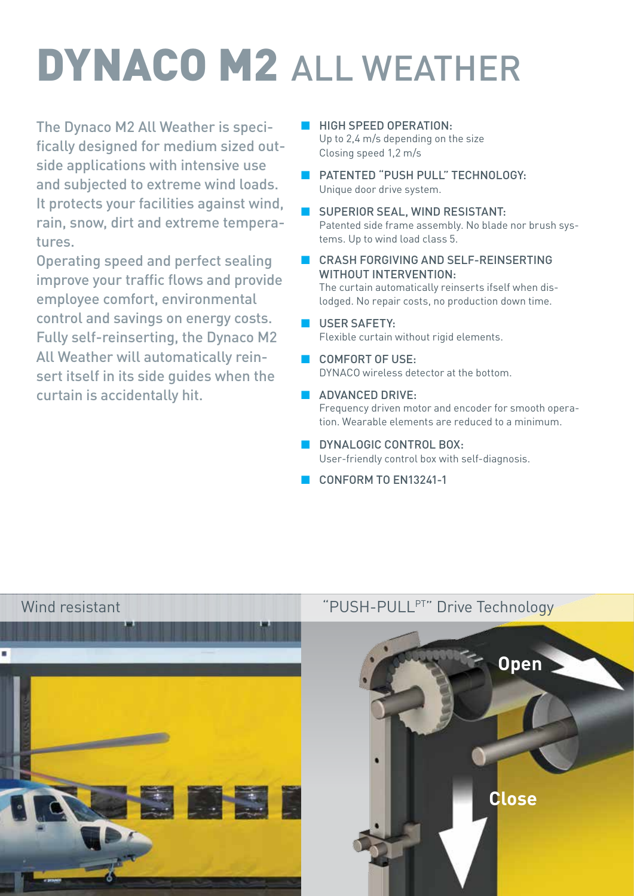# DYNACO M2 ALL WEATHER

The Dynaco M2 All Weather is specifically designed for medium sized outside applications with intensive use and subjected to extreme wind loads. It protects your facilities against wind, rain, snow, dirt and extreme temperatures.

Operating speed and perfect sealing improve your traffic flows and provide employee comfort, environmental control and savings on energy costs. Fully self-reinserting, the Dynaco M2 All Weather will automatically reinsert itself in its side guides when the curtain is accidentally hit.

- HIGH SPEED OPERATION:
  Up to 2,4 m/s depending on the size
  Closing speed 1,2 m/s
- PATENTED "PUSH PULL" TECHNOLOGY:
  Unique door drive system.
- SUPERIOR SEAL, WIND RESISTANT:
  Patented side frame assembly. No blade nor brush systems. Up to wind load class 5.
- CRASH FORGIVING AND SELF-REINSERTING WITHOUT INTERVENTION:
  The curtain automatically reinserts ifself when dislodged. No repair costs, no production down time.
- USER SAFETY:
  Flexible curtain without rigid elements.
- COMFORT OF USE:
  DYNACO wireless detector at the bottom.
- ADVANCED DRIVE:
  Frequency driven motor and encoder for smooth operation. Wearable elements are reduced to a minimum.
- DYNALOGIC CONTROL BOX:
  User-friendly control box with self-diagnosis.
- CONFORM TO EN13241-1

Wind resistant

"PUSH-PULL[PT]" Drive Technology

Open

Close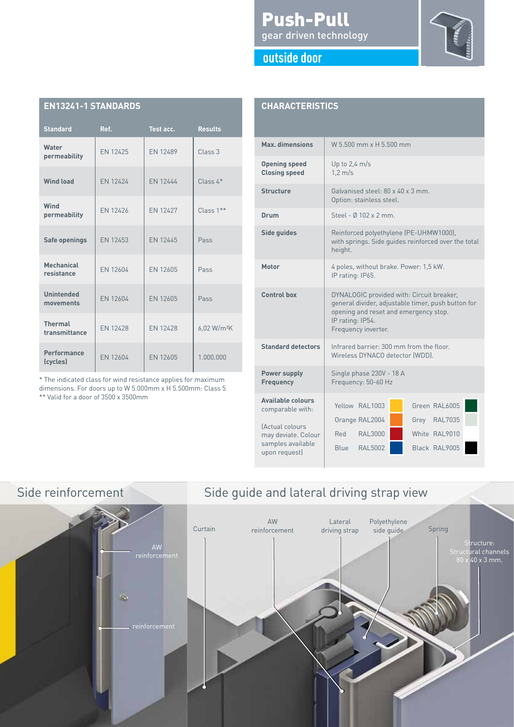# Push-Pull

gear driven technology

## outside door

## EN13241-1 STANDARDS

| Standard | Ref. | Test acc. | Results |
|---|---|---|---|
| **Water permeability** | EN 12425 | EN 12489 | Class 3 |
| **Wind load** | EN 12424 | EN 12444 | Class 4* |
| **Wind permeability** | EN 12426 | EN 12427 | Class 1** |
| **Safe openings** | EN 12453 | EN 12445 | Pass |
| **Mechanical resistance** | EN 12604 | EN 12605 | Pass |
| **Unintended movements** | EN 12604 | EN 12605 | Pass |
| **Thermal transmittance** | EN 12428 | EN 12428 | 6,02 W/m²K |
| **Performance (cycles)** | EN 12604 | EN 12605 | 1.000.000 |

* The indicated class for wind resistance applies for maximum dimensions. For doors up to W 5.000mm x H 5.500mm: Class 5
** Valid for a door of 3500 x 3500mm

## CHARACTERISTICS

| | |
|---|---|
| **Max. dimensions** | W 5.500 mm x H 5.500 mm |
| **Opening speed** / **Closing speed** | Up to 2,4 m/s / 1,2 m/s |
| **Structure** | Galvanised steel: 80 x 40 x 3 mm. Option: stainless steel. |
| **Drum** | Steel - Ø 102 x 2 mm. |
| **Side guides** | Reinforced polyethylene (PE-UHMW1000), with springs. Side guides reinforced over the total height. |
| **Motor** | 4 poles, without brake. Power: 1,5 kW. IP rating: IP65. |
| **Control box** | DYNALOGIC provided with: Circuit breaker, general divider, adjustable timer, push button for opening and reset and emergency stop. IP rating: IP54. Frequency inverter. |
| **Standard detectors** | Infrared barrier: 300 mm from the floor. Wireless DYNACO detector (WDD). |
| **Power supply** / **Frequency** | Single phase 230V - 18 A / Frequency: 50-60 Hz |
| **Available colours** comparable with: (Actual colours may deviate. Colour samples available upon request) | Yellow RAL1003, Orange RAL2004, Red RAL3000, Blue RAL5002, Green RAL6005, Grey RAL7035, White RAL9010, Black RAL9005 |

## Side reinforcement

AW reinforcement

reinforcement

## Side guide and lateral driving strap view

Curtain

AW reinforcement

Lateral driving strap

Polyethylene side guide

Spring

Structure: Structural channels 80 x 40 x 3 mm.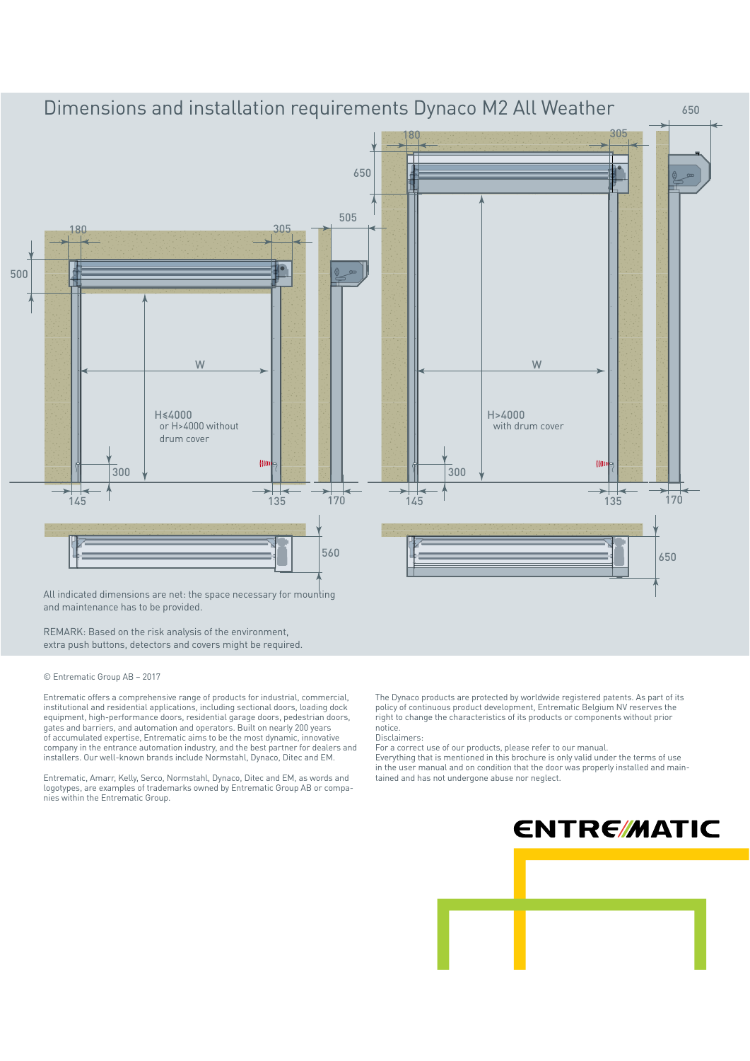# Dimensions and installation requirements Dynaco M2 All Weather

180
305
500
505
W
H≤4000
or H>4000 without
drum cover
300
145
135
170
560

180
305
650
650
W
H>4000
with drum cover
300
145
135
170
650

All indicated dimensions are net: the space necessary for mounting and maintenance has to be provided.

REMARK: Based on the risk analysis of the environment, extra push buttons, detectors and covers might be required.

© Entrematic Group AB – 2017

Entrematic offers a comprehensive range of products for industrial, commercial, institutional and residential applications, including sectional doors, loading dock equipment, high-performance doors, residential garage doors, pedestrian doors, gates and barriers, and automation and operators. Built on nearly 200 years of accumulated expertise, Entrematic aims to be the most dynamic, innovative company in the entrance automation industry, and the best partner for dealers and installers. Our well-known brands include Normstahl, Dynaco, Ditec and EM.

Entrematic, Amarr, Kelly, Serco, Normstahl, Dynaco, Ditec and EM, as words and logotypes, are examples of trademarks owned by Entrematic Group AB or companies within the Entrematic Group.

The Dynaco products are protected by worldwide registered patents. As part of its policy of continuous product development, Entrematic Belgium NV reserves the right to change the characteristics of its products or components without prior notice.
Disclaimers:
For a correct use of our products, please refer to our manual.
Everything that is mentioned in this brochure is only valid under the terms of use in the user manual and on condition that the door was properly installed and maintained and has not undergone abuse nor neglect.

ENTREMATIC